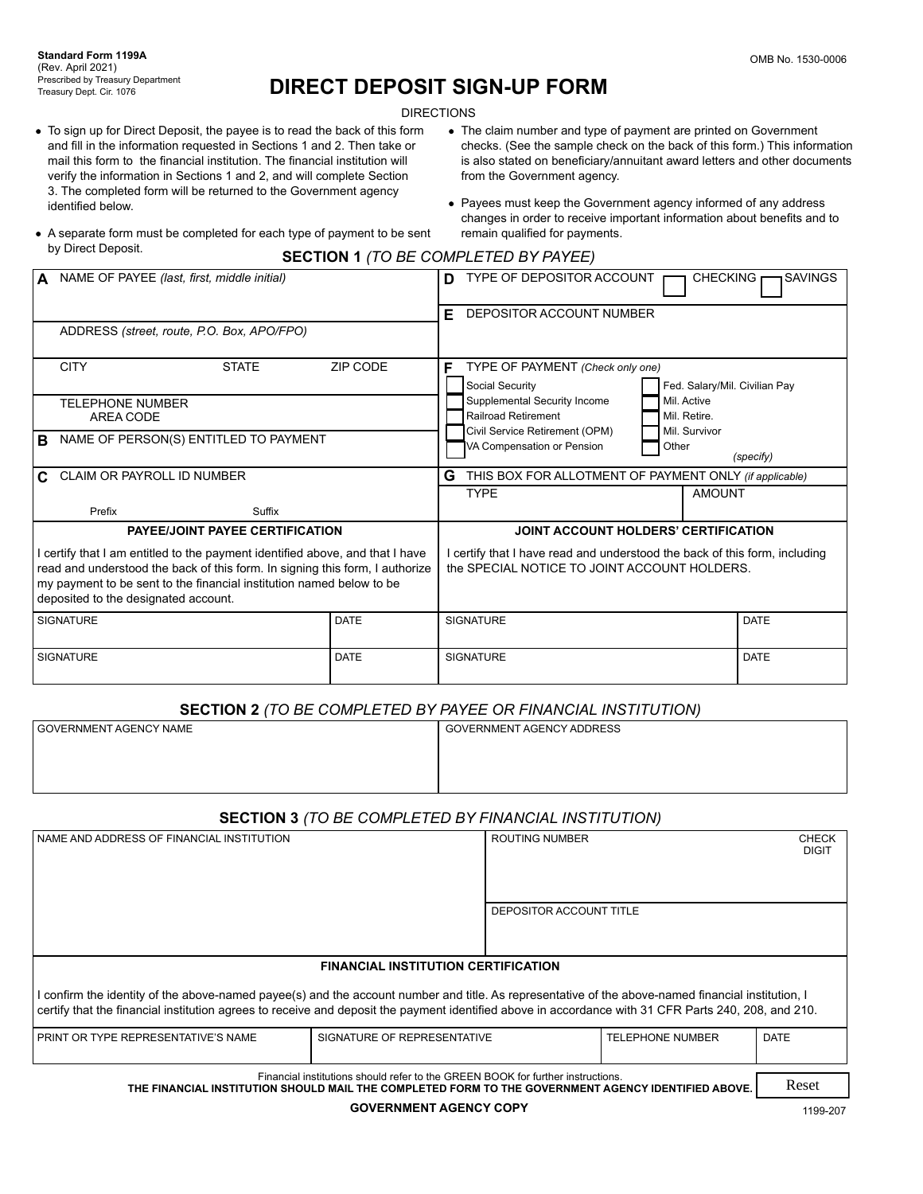Standard Form 1199A
(Rev. April 2021)
Prescribed by Treasury Department
Treasury Dept. Cir. 1076

OMB No. 1530-0006

# DIRECT DEPOSIT SIGN-UP FORM

DIRECTIONS

- To sign up for Direct Deposit, the payee is to read the back of this form and fill in the information requested in Sections 1 and 2. Then take or mail this form to the financial institution. The financial institution will verify the information in Sections 1 and 2, and will complete Section 3. The completed form will be returned to the Government agency identified below.
- A separate form must be completed for each type of payment to be sent by Direct Deposit.
- The claim number and type of payment are printed on Government checks. (See the sample check on the back of this form.) This information is also stated on beneficiary/annuitant award letters and other documents from the Government agency.
- Payees must keep the Government agency informed of any address changes in order to receive important information about benefits and to remain qualified for payments.

## SECTION 1 *(TO BE COMPLETED BY PAYEE)*

**A** NAME OF PAYEE *(last, first, middle initial)*

ADDRESS *(street, route, P.O. Box, APO/FPO)*

| CITY | STATE | ZIP CODE |
|---|---|---|
| | | |

TELEPHONE NUMBER
AREA CODE

**B** NAME OF PERSON(S) ENTITLED TO PAYMENT

**C** CLAIM OR PAYROLL ID NUMBER

Prefix &nbsp;&nbsp;&nbsp;&nbsp; Suffix

**D** TYPE OF DEPOSITOR ACCOUNT ☐ CHECKING ☐ SAVINGS

**E** DEPOSITOR ACCOUNT NUMBER

**F** TYPE OF PAYMENT *(Check only one)*

| | |
|---|---|
| ☐ Social Security | ☐ Fed. Salary/Mil. Civilian Pay |
| ☐ Supplemental Security Income | ☐ Mil. Active |
| ☐ Railroad Retirement | ☐ Mil. Retire. |
| ☐ Civil Service Retirement (OPM) | ☐ Mil. Survivor |
| ☐ VA Compensation or Pension | ☐ Other *(specify)* |

**G** THIS BOX FOR ALLOTMENT OF PAYMENT ONLY *(if applicable)*

| TYPE | AMOUNT |
|---|---|
| | |

### PAYEE/JOINT PAYEE CERTIFICATION

I certify that I am entitled to the payment identified above, and that I have read and understood the back of this form. In signing this form, I authorize my payment to be sent to the financial institution named below to be deposited to the designated account.

| SIGNATURE | DATE |
|---|---|
| SIGNATURE | DATE |

### JOINT ACCOUNT HOLDERS' CERTIFICATION

I certify that I have read and understood the back of this form, including the SPECIAL NOTICE TO JOINT ACCOUNT HOLDERS.

| SIGNATURE | DATE |
|---|---|
| SIGNATURE | DATE |

## SECTION 2 *(TO BE COMPLETED BY PAYEE OR FINANCIAL INSTITUTION)*

| GOVERNMENT AGENCY NAME | GOVERNMENT AGENCY ADDRESS |
|---|---|
| | |

## SECTION 3 *(TO BE COMPLETED BY FINANCIAL INSTITUTION)*

NAME AND ADDRESS OF FINANCIAL INSTITUTION

ROUTING NUMBER &nbsp;&nbsp;&nbsp;&nbsp; CHECK DIGIT

DEPOSITOR ACCOUNT TITLE

### FINANCIAL INSTITUTION CERTIFICATION

I confirm the identity of the above-named payee(s) and the account number and title. As representative of the above-named financial institution, I certify that the financial institution agrees to receive and deposit the payment identified above in accordance with 31 CFR Parts 240, 208, and 210.

| PRINT OR TYPE REPRESENTATIVE'S NAME | SIGNATURE OF REPRESENTATIVE | TELEPHONE NUMBER | DATE |
|---|---|---|---|
| | | | |

Financial institutions should refer to the GREEN BOOK for further instructions.
**THE FINANCIAL INSTITUTION SHOULD MAIL THE COMPLETED FORM TO THE GOVERNMENT AGENCY IDENTIFIED ABOVE.**

Reset

**GOVERNMENT AGENCY COPY**

1199-207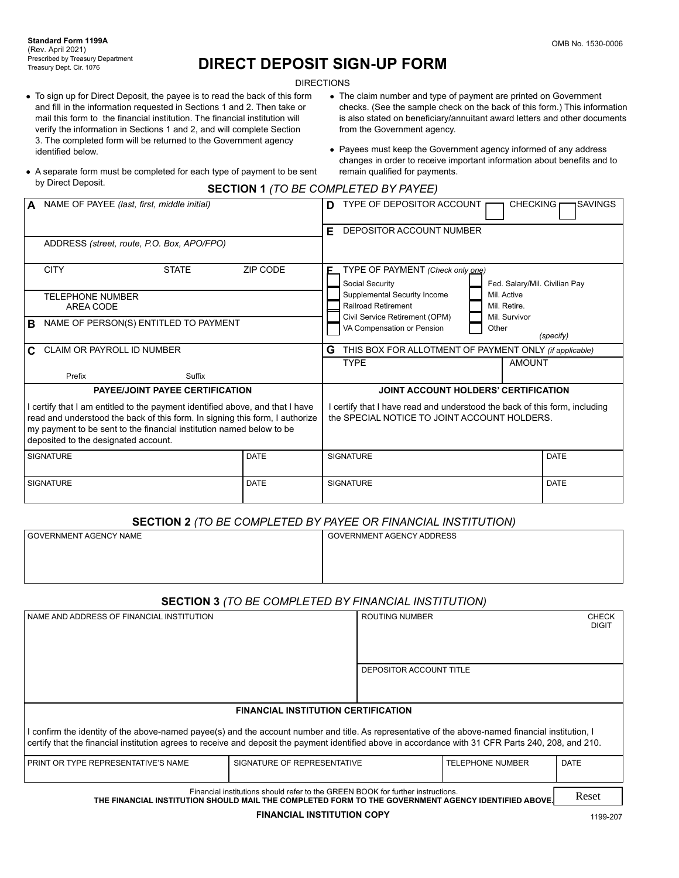Standard Form 1199A
(Rev. April 2021)
Prescribed by Treasury Department
Treasury Dept. Cir. 1076

OMB No. 1530-0006

# DIRECT DEPOSIT SIGN-UP FORM

DIRECTIONS

- To sign up for Direct Deposit, the payee is to read the back of this form and fill in the information requested in Sections 1 and 2. Then take or mail this form to the financial institution. The financial institution will verify the information in Sections 1 and 2, and will complete Section 3. The completed form will be returned to the Government agency identified below.
- A separate form must be completed for each type of payment to be sent by Direct Deposit.
- The claim number and type of payment are printed on Government checks. (See the sample check on the back of this form.) This information is also stated on beneficiary/annuitant award letters and other documents from the Government agency.
- Payees must keep the Government agency informed of any address changes in order to receive important information about benefits and to remain qualified for payments.

## SECTION 1 *(TO BE COMPLETED BY PAYEE)*

**A** NAME OF PAYEE *(last, first, middle initial)*

ADDRESS *(street, route, P.O. Box, APO/FPO)*

CITY | STATE | ZIP CODE

TELEPHONE NUMBER
AREA CODE

**B** NAME OF PERSON(S) ENTITLED TO PAYMENT

**C** CLAIM OR PAYROLL ID NUMBER

Prefix | Suffix

**D** TYPE OF DEPOSITOR ACCOUNT ☐ CHECKING ☐ SAVINGS

**E** DEPOSITOR ACCOUNT NUMBER

**F** TYPE OF PAYMENT *(Check only one)*

- ☐ Social Security
- ☐ Supplemental Security Income
- ☐ Railroad Retirement
- ☐ Civil Service Retirement (OPM)
- ☐ VA Compensation or Pension
- ☐ Fed. Salary/Mil. Civilian Pay
- ☐ Mil. Active
- ☐ Mil. Retire.
- ☐ Mil. Survivor
- ☐ Other *(specify)*

**G** THIS BOX FOR ALLOTMENT OF PAYMENT ONLY *(if applicable)*

| TYPE | AMOUNT |
|---|---|
| | |

### PAYEE/JOINT PAYEE CERTIFICATION

I certify that I am entitled to the payment identified above, and that I have read and understood the back of this form. In signing this form, I authorize my payment to be sent to the financial institution named below to be deposited to the designated account.

| SIGNATURE | DATE |
|---|---|
| SIGNATURE | DATE |

### JOINT ACCOUNT HOLDERS' CERTIFICATION

I certify that I have read and understood the back of this form, including the SPECIAL NOTICE TO JOINT ACCOUNT HOLDERS.

| SIGNATURE | DATE |
|---|---|
| SIGNATURE | DATE |

## SECTION 2 *(TO BE COMPLETED BY PAYEE OR FINANCIAL INSTITUTION)*

| GOVERNMENT AGENCY NAME | GOVERNMENT AGENCY ADDRESS |
|---|---|
| | |

## SECTION 3 *(TO BE COMPLETED BY FINANCIAL INSTITUTION)*

NAME AND ADDRESS OF FINANCIAL INSTITUTION

ROUTING NUMBER | CHECK DIGIT

DEPOSITOR ACCOUNT TITLE

### FINANCIAL INSTITUTION CERTIFICATION

I confirm the identity of the above-named payee(s) and the account number and title. As representative of the above-named financial institution, I certify that the financial institution agrees to receive and deposit the payment identified above in accordance with 31 CFR Parts 240, 208, and 210.

| PRINT OR TYPE REPRESENTATIVE'S NAME | SIGNATURE OF REPRESENTATIVE | TELEPHONE NUMBER | DATE |
|---|---|---|---|
| | | | |

Financial institutions should refer to the GREEN BOOK for further instructions.

**THE FINANCIAL INSTITUTION SHOULD MAIL THE COMPLETED FORM TO THE GOVERNMENT AGENCY IDENTIFIED ABOVE.**

Reset

**FINANCIAL INSTITUTION COPY**

1199-207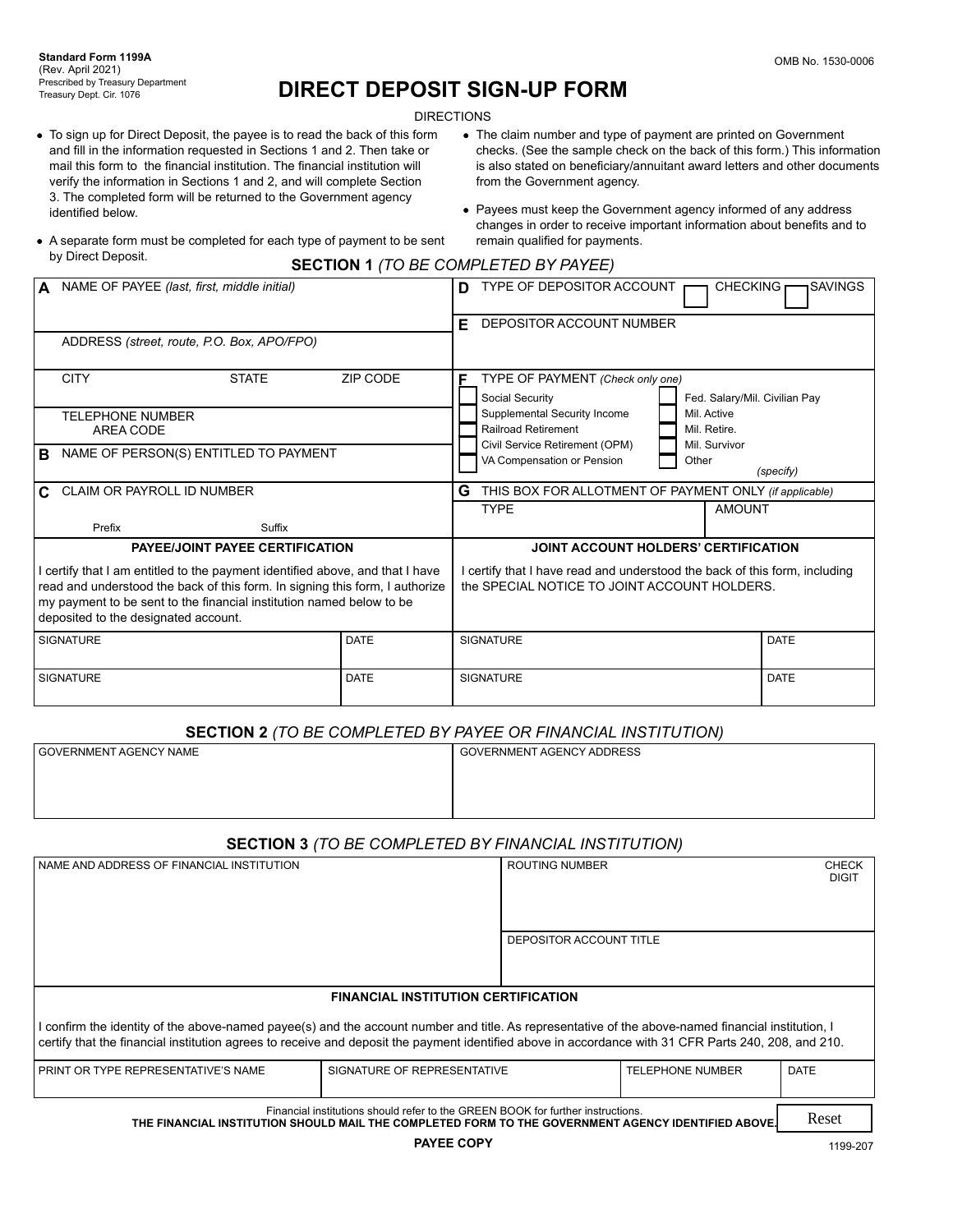**Standard Form 1199A**
(Rev. April 2021)
Prescribed by Treasury Department
Treasury Dept. Cir. 1076

OMB No. 1530-0006

# DIRECT DEPOSIT SIGN-UP FORM

DIRECTIONS

- To sign up for Direct Deposit, the payee is to read the back of this form and fill in the information requested in Sections 1 and 2. Then take or mail this form to the financial institution. The financial institution will verify the information in Sections 1 and 2, and will complete Section 3. The completed form will be returned to the Government agency identified below.
- A separate form must be completed for each type of payment to be sent by Direct Deposit.
- The claim number and type of payment are printed on Government checks. (See the sample check on the back of this form.) This information is also stated on beneficiary/annuitant award letters and other documents from the Government agency.
- Payees must keep the Government agency informed of any address changes in order to receive important information about benefits and to remain qualified for payments.

## SECTION 1 *(TO BE COMPLETED BY PAYEE)*

**A** NAME OF PAYEE *(last, first, middle initial)*

ADDRESS *(street, route, P.O. Box, APO/FPO)*

CITY | STATE | ZIP CODE

TELEPHONE NUMBER
AREA CODE

**B** NAME OF PERSON(S) ENTITLED TO PAYMENT

**C** CLAIM OR PAYROLL ID NUMBER

Prefix | Suffix

**D** TYPE OF DEPOSITOR ACCOUNT ☐ CHECKING ☐ SAVINGS

**E** DEPOSITOR ACCOUNT NUMBER

**F** TYPE OF PAYMENT *(Check only one)*

- ☐ Social Security
- ☐ Supplemental Security Income
- ☐ Railroad Retirement
- ☐ Civil Service Retirement (OPM)
- ☐ VA Compensation or Pension
- ☐ Fed. Salary/Mil. Civilian Pay
- ☐ Mil. Active
- ☐ Mil. Retire.
- ☐ Mil. Survivor
- ☐ Other _______ *(specify)*

**G** THIS BOX FOR ALLOTMENT OF PAYMENT ONLY *(if applicable)*

| TYPE | AMOUNT |
|---|---|
| | |

### PAYEE/JOINT PAYEE CERTIFICATION

I certify that I am entitled to the payment identified above, and that I have read and understood the back of this form. In signing this form, I authorize my payment to be sent to the financial institution named below to be deposited to the designated account.

| SIGNATURE | DATE |
|---|---|
| SIGNATURE | DATE |

### JOINT ACCOUNT HOLDERS' CERTIFICATION

I certify that I have read and understood the back of this form, including the SPECIAL NOTICE TO JOINT ACCOUNT HOLDERS.

| SIGNATURE | DATE |
|---|---|
| SIGNATURE | DATE |

## SECTION 2 *(TO BE COMPLETED BY PAYEE OR FINANCIAL INSTITUTION)*

| GOVERNMENT AGENCY NAME | GOVERNMENT AGENCY ADDRESS |
|---|---|
| | |

## SECTION 3 *(TO BE COMPLETED BY FINANCIAL INSTITUTION)*

NAME AND ADDRESS OF FINANCIAL INSTITUTION

ROUTING NUMBER | CHECK DIGIT

DEPOSITOR ACCOUNT TITLE

### FINANCIAL INSTITUTION CERTIFICATION

I confirm the identity of the above-named payee(s) and the account number and title. As representative of the above-named financial institution, I certify that the financial institution agrees to receive and deposit the payment identified above in accordance with 31 CFR Parts 240, 208, and 210.

| PRINT OR TYPE REPRESENTATIVE'S NAME | SIGNATURE OF REPRESENTATIVE | TELEPHONE NUMBER | DATE |
|---|---|---|---|
| | | | |

Financial institutions should refer to the GREEN BOOK for further instructions.

**THE FINANCIAL INSTITUTION SHOULD MAIL THE COMPLETED FORM TO THE GOVERNMENT AGENCY IDENTIFIED ABOVE.**

Reset

**PAYEE COPY**

1199-207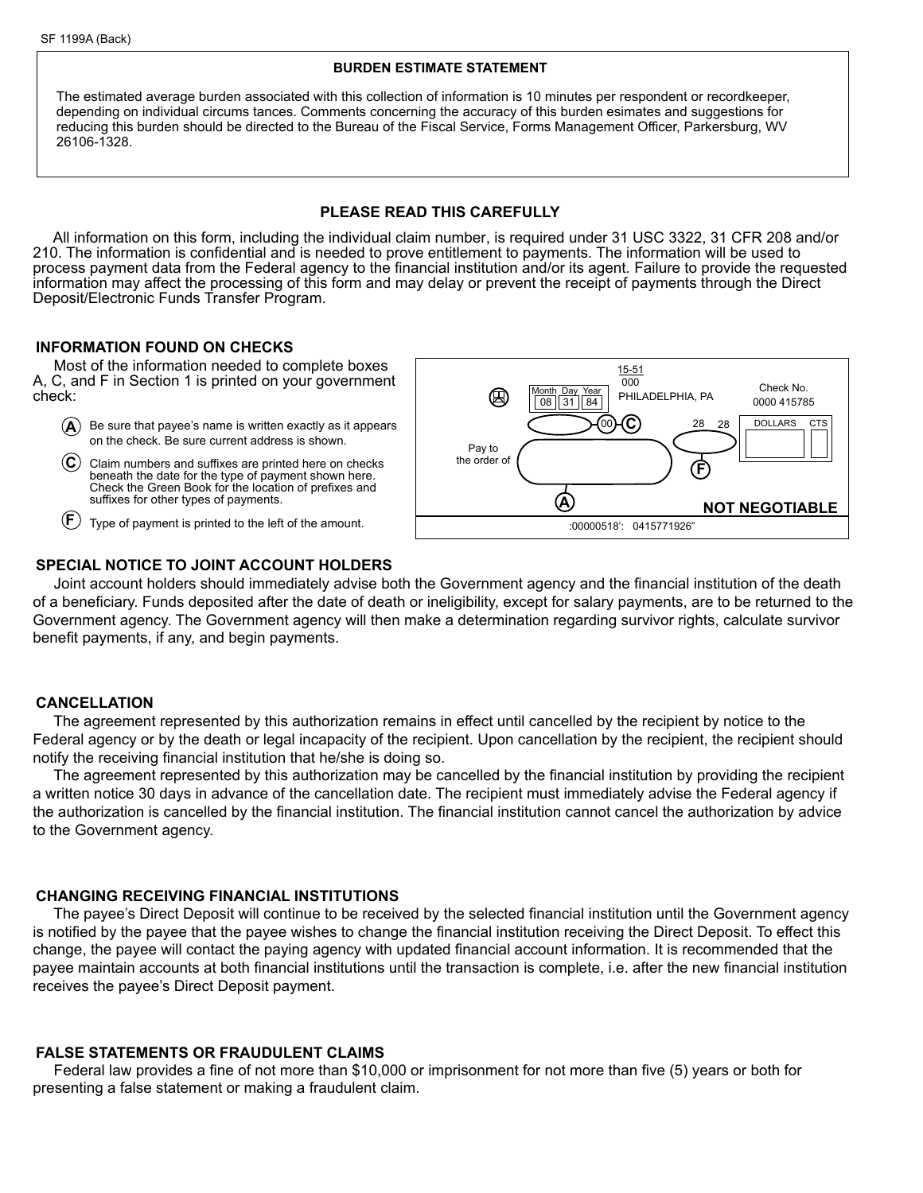SF 1199A (Back)

## BURDEN ESTIMATE STATEMENT

The estimated average burden associated with this collection of information is 10 minutes per respondent or recordkeeper, depending on individual circums tances. Comments concerning the accuracy of this burden esimates and suggestions for reducing this burden should be directed to the Bureau of the Fiscal Service, Forms Management Officer, Parkersburg, WV 26106-1328.

## PLEASE READ THIS CAREFULLY

All information on this form, including the individual claim number, is required under 31 USC 3322, 31 CFR 208 and/or 210. The information is confidential and is needed to prove entitlement to payments. The information will be used to process payment data from the Federal agency to the financial institution and/or its agent. Failure to provide the requested information may affect the processing of this form and may delay or prevent the receipt of payments through the Direct Deposit/Electronic Funds Transfer Program.

### INFORMATION FOUND ON CHECKS

Most of the information needed to complete boxes A, C, and F in Section 1 is printed on your government check:

- **A** Be sure that payee's name is written exactly as it appears on the check. Be sure current address is shown.
- **C** Claim numbers and suffixes are printed here on checks beneath the date for the type of payment shown here. Check the Green Book for the location of prefixes and suffixes for other types of payments.
- **F** Type of payment is printed to the left of the amount.

15-51
000
PHILADELPHIA, PA

Month Day Year
08 31 84

Check No.
0000 415785

00 C

28 28

DOLLARS CTS

Pay to the order of

F

A

NOT NEGOTIABLE

:00000518': 0415771926"

### SPECIAL NOTICE TO JOINT ACCOUNT HOLDERS

Joint account holders should immediately advise both the Government agency and the financial institution of the death of a beneficiary. Funds deposited after the date of death or ineligibility, except for salary payments, are to be returned to the Government agency. The Government agency will then make a determination regarding survivor rights, calculate survivor benefit payments, if any, and begin payments.

### CANCELLATION

The agreement represented by this authorization remains in effect until cancelled by the recipient by notice to the Federal agency or by the death or legal incapacity of the recipient. Upon cancellation by the recipient, the recipient should notify the receiving financial institution that he/she is doing so.

The agreement represented by this authorization may be cancelled by the financial institution by providing the recipient a written notice 30 days in advance of the cancellation date. The recipient must immediately advise the Federal agency if the authorization is cancelled by the financial institution. The financial institution cannot cancel the authorization by advice to the Government agency.

### CHANGING RECEIVING FINANCIAL INSTITUTIONS

The payee's Direct Deposit will continue to be received by the selected financial institution until the Government agency is notified by the payee that the payee wishes to change the financial institution receiving the Direct Deposit. To effect this change, the payee will contact the paying agency with updated financial account information. It is recommended that the payee maintain accounts at both financial institutions until the transaction is complete, i.e. after the new financial institution receives the payee's Direct Deposit payment.

### FALSE STATEMENTS OR FRAUDULENT CLAIMS

Federal law provides a fine of not more than $10,000 or imprisonment for not more than five (5) years or both for presenting a false statement or making a fraudulent claim.